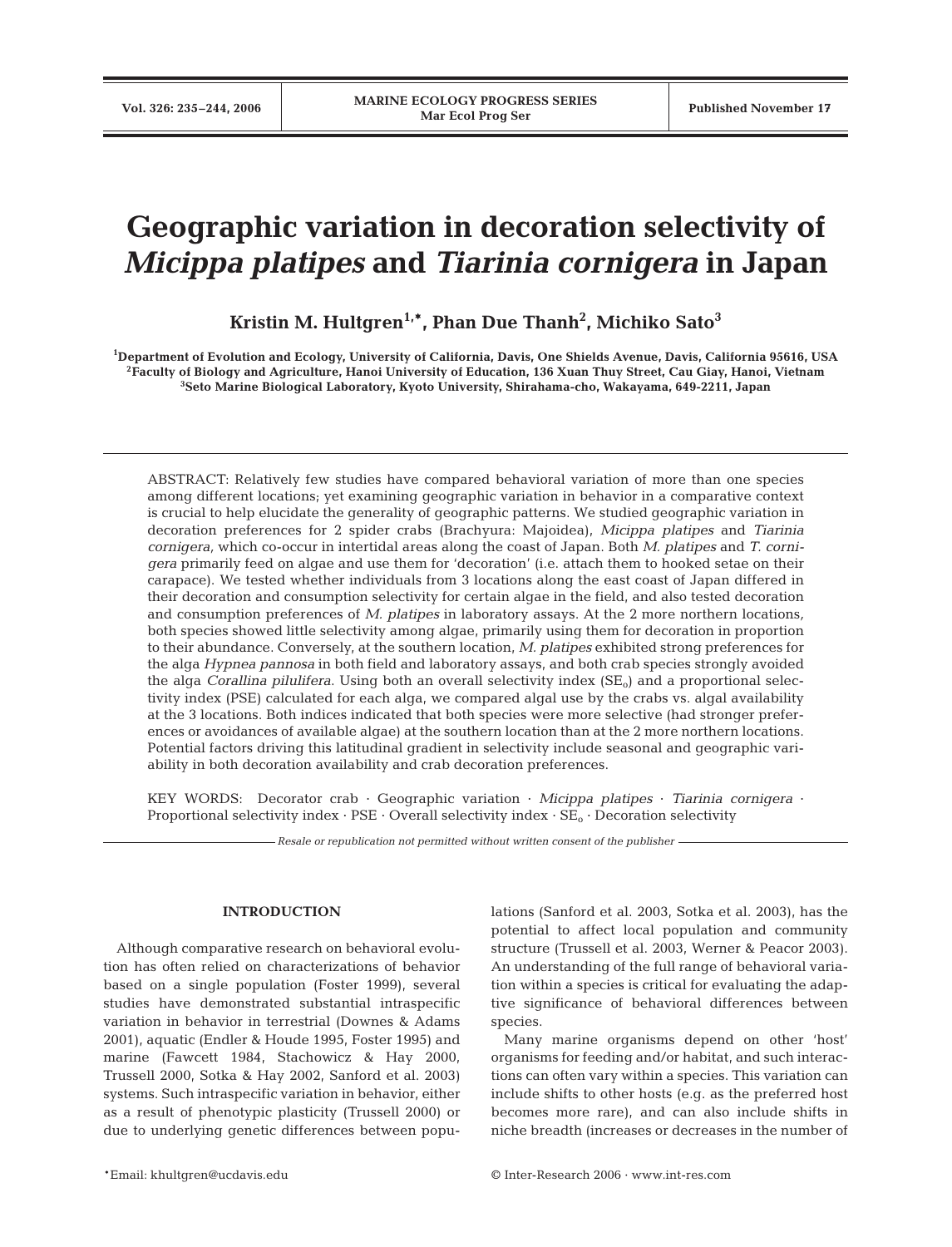# Geographic variation in decoration selectivity of *Micippa platipes* and *Tiarinia cornigera* in Japan

**Kristin M. Hultgren[1,*], Phan Due Thanh[2], Michiko Sato[3]**

[1]Department of Evolution and Ecology, University of California, Davis, One Shields Avenue, Davis, California 95616, USA
[2]Faculty of Biology and Agriculture, Hanoi University of Education, 136 Xuan Thuy Street, Cau Giay, Hanoi, Vietnam
[3]Seto Marine Biological Laboratory, Kyoto University, Shirahama-cho, Wakayama, 649-2211, Japan

ABSTRACT: Relatively few studies have compared behavioral variation of more than one species among different locations; yet examining geographic variation in behavior in a comparative context is crucial to help elucidate the generality of geographic patterns. We studied geographic variation in decoration preferences for 2 spider crabs (Brachyura: Majoidea), *Micippa platipes* and *Tiarinia cornigera*, which co-occur in intertidal areas along the coast of Japan. Both *M. platipes* and *T. cornigera* primarily feed on algae and use them for 'decoration' (i.e. attach them to hooked setae on their carapace). We tested whether individuals from 3 locations along the east coast of Japan differed in their decoration and consumption selectivity for certain algae in the field, and also tested decoration and consumption preferences of *M. platipes* in laboratory assays. At the 2 more northern locations, both species showed little selectivity among algae, primarily using them for decoration in proportion to their abundance. Conversely, at the southern location, *M. platipes* exhibited strong preferences for the alga *Hypnea pannosa* in both field and laboratory assays, and both crab species strongly avoided the alga *Corallina pilulifera*. Using both an overall selectivity index ($SE_o$) and a proportional selectivity index (PSE) calculated for each alga, we compared algal use by the crabs vs. algal availability at the 3 locations. Both indices indicated that both species were more selective (had stronger preferences or avoidances of available algae) at the southern location than at the 2 more northern locations. Potential factors driving this latitudinal gradient in selectivity include seasonal and geographic variability in both decoration availability and crab decoration preferences.

KEY WORDS: Decorator crab · Geographic variation · *Micippa platipes* · *Tiarinia cornigera* · Proportional selectivity index · PSE · Overall selectivity index · $SE_o$ · Decoration selectivity

*Resale or republication not permitted without written consent of the publisher*

## INTRODUCTION

Although comparative research on behavioral evolution has often relied on characterizations of behavior based on a single population (Foster 1999), several studies have demonstrated substantial intraspecific variation in behavior in terrestrial (Downes & Adams 2001), aquatic (Endler & Houde 1995, Foster 1995) and marine (Fawcett 1984, Stachowicz & Hay 2000, Trussell 2000, Sotka & Hay 2002, Sanford et al. 2003) systems. Such intraspecific variation in behavior, either as a result of phenotypic plasticity (Trussell 2000) or due to underlying genetic differences between populations (Sanford et al. 2003, Sotka et al. 2003), has the potential to affect local population and community structure (Trussell et al. 2003, Werner & Peacor 2003). An understanding of the full range of behavioral variation within a species is critical for evaluating the adaptive significance of behavioral differences between species.

Many marine organisms depend on other 'host' organisms for feeding and/or habitat, and such interactions can often vary within a species. This variation can include shifts to other hosts (e.g. as the preferred host becomes more rare), and can also include shifts in niche breadth (increases or decreases in the number of

*Email: khultgren@ucdavis.edu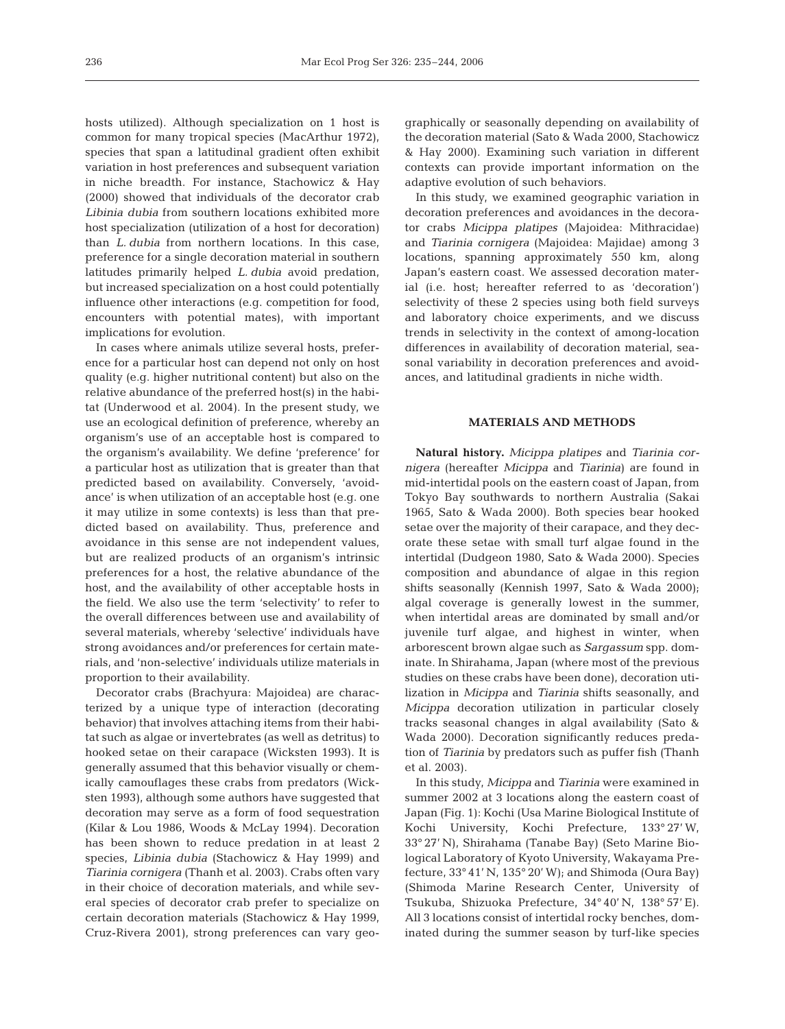hosts utilized). Although specialization on 1 host is common for many tropical species (MacArthur 1972), species that span a latitudinal gradient often exhibit variation in host preferences and subsequent variation in niche breadth. For instance, Stachowicz & Hay (2000) showed that individuals of the decorator crab *Libinia dubia* from southern locations exhibited more host specialization (utilization of a host for decoration) than *L. dubia* from northern locations. In this case, preference for a single decoration material in southern latitudes primarily helped *L. dubia* avoid predation, but increased specialization on a host could potentially influence other interactions (e.g. competition for food, encounters with potential mates), with important implications for evolution.

In cases where animals utilize several hosts, preference for a particular host can depend not only on host quality (e.g. higher nutritional content) but also on the relative abundance of the preferred host(s) in the habitat (Underwood et al. 2004). In the present study, we use an ecological definition of preference, whereby an organism's use of an acceptable host is compared to the organism's availability. We define 'preference' for a particular host as utilization that is greater than that predicted based on availability. Conversely, 'avoidance' is when utilization of an acceptable host (e.g. one it may utilize in some contexts) is less than that predicted based on availability. Thus, preference and avoidance in this sense are not independent values, but are realized products of an organism's intrinsic preferences for a host, the relative abundance of the host, and the availability of other acceptable hosts in the field. We also use the term 'selectivity' to refer to the overall differences between use and availability of several materials, whereby 'selective' individuals have strong avoidances and/or preferences for certain materials, and 'non-selective' individuals utilize materials in proportion to their availability.

Decorator crabs (Brachyura: Majoidea) are characterized by a unique type of interaction (decorating behavior) that involves attaching items from their habitat such as algae or invertebrates (as well as detritus) to hooked setae on their carapace (Wicksten 1993). It is generally assumed that this behavior visually or chemically camouflages these crabs from predators (Wicksten 1993), although some authors have suggested that decoration may serve as a form of food sequestration (Kilar & Lou 1986, Woods & McLay 1994). Decoration has been shown to reduce predation in at least 2 species, *Libinia dubia* (Stachowicz & Hay 1999) and *Tiarinia cornigera* (Thanh et al. 2003). Crabs often vary in their choice of decoration materials, and while several species of decorator crab prefer to specialize on certain decoration materials (Stachowicz & Hay 1999, Cruz-Rivera 2001), strong preferences can vary geographically or seasonally depending on availability of the decoration material (Sato & Wada 2000, Stachowicz & Hay 2000). Examining such variation in different contexts can provide important information on the adaptive evolution of such behaviors.

In this study, we examined geographic variation in decoration preferences and avoidances in the decorator crabs *Micippa platipes* (Majoidea: Mithracidae) and *Tiarinia cornigera* (Majoidea: Majidae) among 3 locations, spanning approximately 550 km, along Japan's eastern coast. We assessed decoration material (i.e. host; hereafter referred to as 'decoration') selectivity of these 2 species using both field surveys and laboratory choice experiments, and we discuss trends in selectivity in the context of among-location differences in availability of decoration material, seasonal variability in decoration preferences and avoidances, and latitudinal gradients in niche width.

## MATERIALS AND METHODS

**Natural history.** *Micippa platipes* and *Tiarinia cornigera* (hereafter *Micippa* and *Tiarinia*) are found in mid-intertidal pools on the eastern coast of Japan, from Tokyo Bay southwards to northern Australia (Sakai 1965, Sato & Wada 2000). Both species bear hooked setae over the majority of their carapace, and they decorate these setae with small turf algae found in the intertidal (Dudgeon 1980, Sato & Wada 2000). Species composition and abundance of algae in this region shifts seasonally (Kennish 1997, Sato & Wada 2000); algal coverage is generally lowest in the summer, when intertidal areas are dominated by small and/or juvenile turf algae, and highest in winter, when arborescent brown algae such as *Sargassum* spp. dominate. In Shirahama, Japan (where most of the previous studies on these crabs have been done), decoration utilization in *Micippa* and *Tiarinia* shifts seasonally, and *Micippa* decoration utilization in particular closely tracks seasonal changes in algal availability (Sato & Wada 2000). Decoration significantly reduces predation of *Tiarinia* by predators such as puffer fish (Thanh et al. 2003).

In this study, *Micippa* and *Tiarinia* were examined in summer 2002 at 3 locations along the eastern coast of Japan (Fig. 1): Kochi (Usa Marine Biological Institute of Kochi University, Kochi Prefecture, 133° 27' W, 33° 27' N), Shirahama (Tanabe Bay) (Seto Marine Biological Laboratory of Kyoto University, Wakayama Prefecture, 33° 41' N, 135° 20' W); and Shimoda (Oura Bay) (Shimoda Marine Research Center, University of Tsukuba, Shizuoka Prefecture, 34° 40' N, 138° 57' E). All 3 locations consist of intertidal rocky benches, dominated during the summer season by turf-like species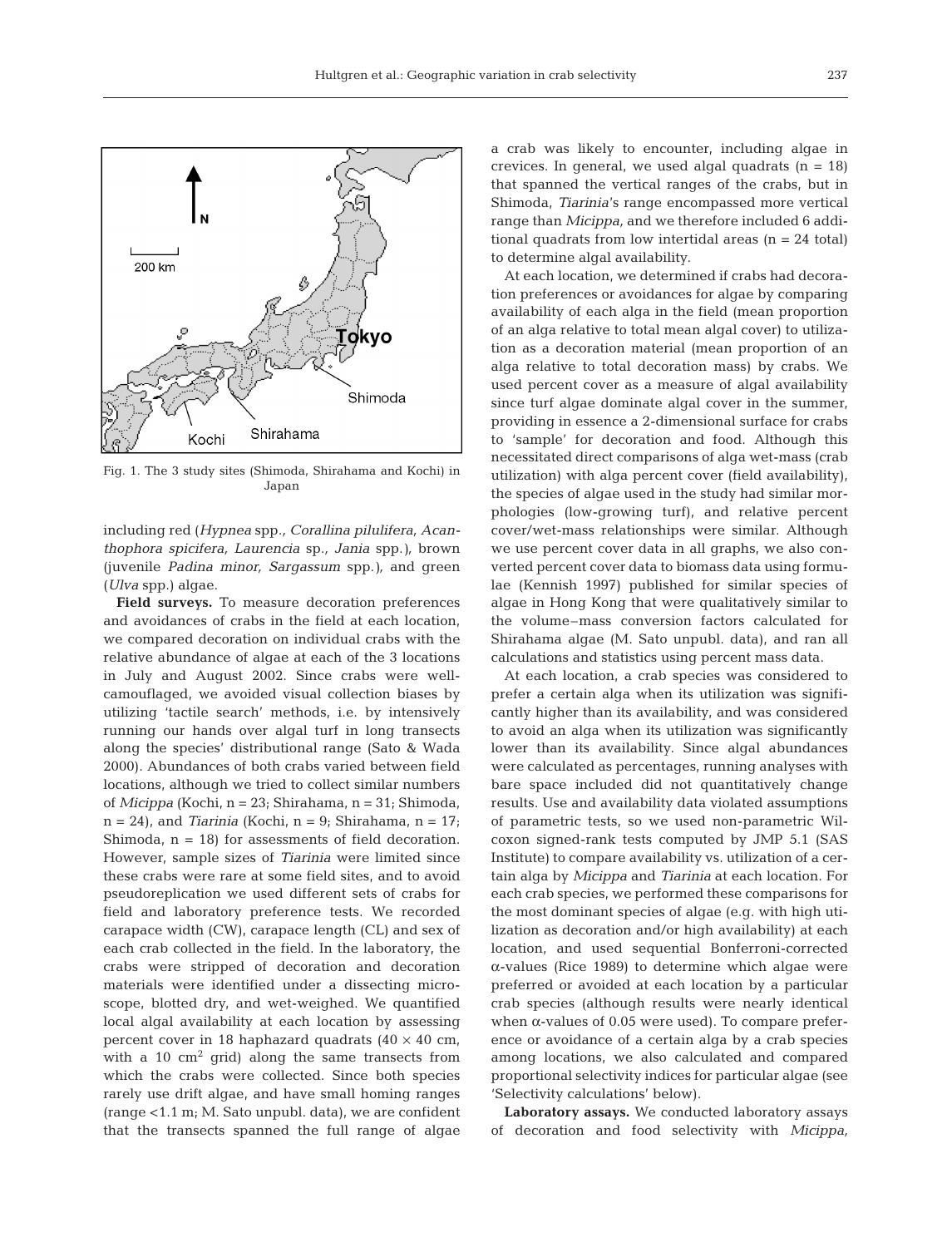Fig. 1. The 3 study sites (Shimoda, Shirahama and Kochi) in Japan

including red (*Hypnea* spp., *Corallina pilulifera*, *Acanthophora spicifera*, *Laurencia* sp., *Jania* spp.), brown (juvenile *Padina minor*, *Sargassum* spp.), and green (*Ulva* spp.) algae.

**Field surveys.** To measure decoration preferences and avoidances of crabs in the field at each location, we compared decoration on individual crabs with the relative abundance of algae at each of the 3 locations in July and August 2002. Since crabs were well-camouflaged, we avoided visual collection biases by utilizing 'tactile search' methods, i.e. by intensively running our hands over algal turf in long transects along the species' distributional range (Sato & Wada 2000). Abundances of both crabs varied between field locations, although we tried to collect similar numbers of *Micippa* (Kochi, n = 23; Shirahama, n = 31; Shimoda, n = 24), and *Tiarinia* (Kochi, n = 9; Shirahama, n = 17; Shimoda, n = 18) for assessments of field decoration. However, sample sizes of *Tiarinia* were limited since these crabs were rare at some field sites, and to avoid pseudoreplication we used different sets of crabs for field and laboratory preference tests. We recorded carapace width (CW), carapace length (CL) and sex of each crab collected in the field. In the laboratory, the crabs were stripped of decoration and decoration materials were identified under a dissecting microscope, blotted dry, and wet-weighed. We quantified local algal availability at each location by assessing percent cover in 18 haphazard quadrats (40 × 40 cm, with a 10 $cm^2$ grid) along the same transects from which the crabs were collected. Since both species rarely use drift algae, and have small homing ranges (range <1.1 m; M. Sato unpubl. data), we are confident that the transects spanned the full range of algae a crab was likely to encounter, including algae in crevices. In general, we used algal quadrats (n = 18) that spanned the vertical ranges of the crabs, but in Shimoda, *Tiarinia*'s range encompassed more vertical range than *Micippa,* and we therefore included 6 additional quadrats from low intertidal areas (n = 24 total) to determine algal availability.

At each location, we determined if crabs had decoration preferences or avoidances for algae by comparing availability of each alga in the field (mean proportion of an alga relative to total mean algal cover) to utilization as a decoration material (mean proportion of an alga relative to total decoration mass) by crabs. We used percent cover as a measure of algal availability since turf algae dominate algal cover in the summer, providing in essence a 2-dimensional surface for crabs to 'sample' for decoration and food. Although this necessitated direct comparisons of alga wet-mass (crab utilization) with alga percent cover (field availability), the species of algae used in the study had similar morphologies (low-growing turf), and relative percent cover/wet-mass relationships were similar. Although we use percent cover data in all graphs, we also converted percent cover data to biomass data using formulae (Kennish 1997) published for similar species of algae in Hong Kong that were qualitatively similar to the volume–mass conversion factors calculated for Shirahama algae (M. Sato unpubl. data), and ran all calculations and statistics using percent mass data.

At each location, a crab species was considered to prefer a certain alga when its utilization was significantly higher than its availability, and was considered to avoid an alga when its utilization was significantly lower than its availability. Since algal abundances were calculated as percentages, running analyses with bare space included did not quantitatively change results. Use and availability data violated assumptions of parametric tests, so we used non-parametric Wilcoxon signed-rank tests computed by JMP 5.1 (SAS Institute) to compare availability vs. utilization of a certain alga by *Micippa* and *Tiarinia* at each location. For each crab species, we performed these comparisons for the most dominant species of algae (e.g. with high utilization as decoration and/or high availability) at each location, and used sequential Bonferroni-corrected α-values (Rice 1989) to determine which algae were preferred or avoided at each location by a particular crab species (although results were nearly identical when α-values of 0.05 were used). To compare preference or avoidance of a certain alga by a crab species among locations, we also calculated and compared proportional selectivity indices for particular algae (see 'Selectivity calculations' below).

**Laboratory assays.** We conducted laboratory assays of decoration and food selectivity with *Micippa,*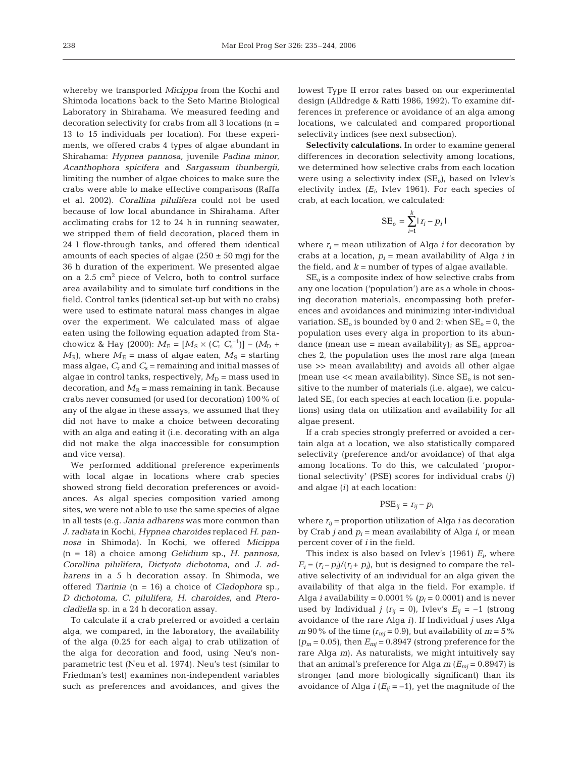whereby we transported *Micippa* from the Kochi and Shimoda locations back to the Seto Marine Biological Laboratory in Shirahama. We measured feeding and decoration selectivity for crabs from all 3 locations (n = 13 to 15 individuals per location). For these experiments, we offered crabs 4 types of algae abundant in Shirahama: *Hypnea pannosa*, juvenile *Padina minor*, *Acanthophora spicifera* and *Sargassum thunbergii*, limiting the number of algae choices to make sure the crabs were able to make effective comparisons (Raffa et al. 2002). *Corallina pilulifera* could not be used because of low local abundance in Shirahama. After acclimating crabs for 12 to 24 h in running seawater, we stripped them of field decoration, placed them in 24 l flow-through tanks, and offered them identical amounts of each species of algae (250 ± 50 mg) for the 36 h duration of the experiment. We presented algae on a 2.5 cm$^2$ piece of Velcro, both to control surface area availability and to simulate turf conditions in the field. Control tanks (identical set-up but with no crabs) were used to estimate natural mass changes in algae over the experiment. We calculated mass of algae eaten using the following equation adapted from Stachowicz & Hay (2000): $M_E = [M_S \times (C_r\ C_s^{-1})] - (M_D + M_R)$, where $M_E$ = mass of algae eaten, $M_S$ = starting mass algae, $C_r$ and $C_s$ = remaining and initial masses of algae in control tanks, respectively, $M_D$ = mass used in decoration, and $M_R$ = mass remaining in tank. Because crabs never consumed (or used for decoration) 100% of any of the algae in these assays, we assumed that they did not have to make a choice between decorating with an alga and eating it (i.e. decorating with an alga did not make the alga inaccessible for consumption and vice versa).

We performed additional preference experiments with local algae in locations where crab species showed strong field decoration preferences or avoidances. As algal species composition varied among sites, we were not able to use the same species of algae in all tests (e.g. *Jania adharens* was more common than *J. radiata* in Kochi, *Hypnea charoides* replaced *H. pannosa* in Shimoda). In Kochi, we offered *Micippa* (n = 18) a choice among *Gelidium* sp., *H. pannosa*, *Corallina pilulifera*, *Dictyota dichotoma*, and *J. adharens* in a 5 h decoration assay. In Shimoda, we offered *Tiarinia* (n = 16) a choice of *Cladophora* sp., *D dichotoma*, *C. pilulifera*, *H. charoides*, and *Pterocladiella* sp. in a 24 h decoration assay.

To calculate if a crab preferred or avoided a certain alga, we compared, in the laboratory, the availability of the alga (0.25 for each alga) to crab utilization of the alga for decoration and food, using Neu's nonparametric test (Neu et al. 1974). Neu's test (similar to Friedman's test) examines non-independent variables such as preferences and avoidances, and gives the lowest Type II error rates based on our experimental design (Alldredge & Ratti 1986, 1992). To examine differences in preference or avoidance of an alga among locations, we calculated and compared proportional selectivity indices (see next subsection).

**Selectivity calculations.** In order to examine general differences in decoration selectivity among locations, we determined how selective crabs from each location were using a selectivity index ($SE_o$), based on Ivlev's electivity index ($E_i$, Ivlev 1961). For each species of crab, at each location, we calculated:

$$SE_o = \sum_{i=1}^{k} |r_i - p_i|$$

where $r_i$ = mean utilization of Alga $i$ for decoration by crabs at a location, $p_i$ = mean availability of Alga $i$ in the field, and $k$ = number of types of algae available.

$SE_o$ is a composite index of how selective crabs from any one location ('population') are as a whole in choosing decoration materials, encompassing both preferences and avoidances and minimizing inter-individual variation. $SE_o$ is bounded by 0 and 2: when $SE_o$ = 0, the population uses every alga in proportion to its abundance (mean use = mean availability); as $SE_o$ approaches 2, the population uses the most rare alga (mean use >> mean availability) and avoids all other algae (mean use << mean availability). Since $SE_o$ is not sensitive to the number of materials (i.e. algae), we calculated $SE_o$ for each species at each location (i.e. populations) using data on utilization and availability for all algae present.

If a crab species strongly preferred or avoided a certain alga at a location, we also statistically compared selectivity (preference and/or avoidance) of that alga among locations. To do this, we calculated 'proportional selectivity' (PSE) scores for individual crabs ($j$) and algae ($i$) at each location:

$$PSE_{ij} = r_{ij} - p_i$$

where $r_{ij}$ = proportion utilization of Alga $i$ as decoration by Crab $j$ and $p_i$ = mean availability of Alga $i$, or mean percent cover of $i$ in the field.

This index is also based on Ivlev's (1961) $E_i$, where $E_i = (r_i - p_i)/(r_i + p_i)$, but is designed to compare the relative selectivity of an individual for an alga given the availability of that alga in the field. For example, if Alga $i$ availability = 0.0001% ($p_i$ = 0.0001) and is never used by Individual $j$ ($r_{ij}$ = 0), Ivlev's $E_{ij}$ = –1 (strong avoidance of the rare Alga $i$). If Individual $j$ uses Alga $m$ 90% of the time ($r_{mj}$ = 0.9), but availability of $m$ = 5% ($p_m$ = 0.05), then $E_{mj}$ = 0.8947 (strong preference for the rare Alga $m$). As naturalists, we might intuitively say that an animal's preference for Alga $m$ ($E_{mj}$ = 0.8947) is stronger (and more biologically significant) than its avoidance of Alga $i$ ($E_{ij}$ = –1), yet the magnitude of the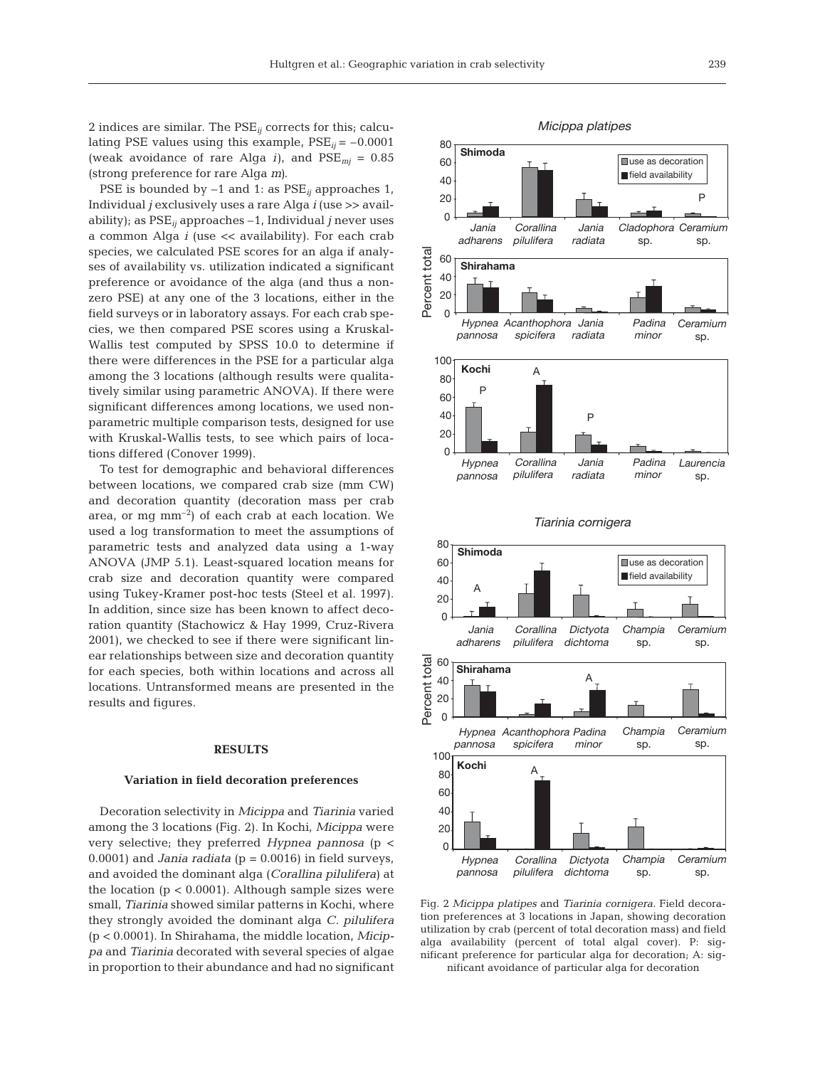2 indices are similar. The $PSE_{ij}$ corrects for this; calculating PSE values using this example, $PSE_{ij} = -0.0001$ (weak avoidance of rare Alga *i*), and $PSE_{mj} = 0.85$ (strong preference for rare Alga *m*).

PSE is bounded by –1 and 1: as $PSE_{ij}$ approaches 1, Individual *j* exclusively uses a rare Alga *i* (use >> availability); as $PSE_{ij}$ approaches –1, Individual *j* never uses a common Alga *i* (use << availability). For each crab species, we calculated PSE scores for an alga if analyses of availability vs. utilization indicated a significant preference or avoidance of the alga (and thus a nonzero PSE) at any one of the 3 locations, either in the field surveys or in laboratory assays. For each crab species, we then compared PSE scores using a Kruskal-Wallis test computed by SPSS 10.0 to determine if there were differences in the PSE for a particular alga among the 3 locations (although results were qualitatively similar using parametric ANOVA). If there were significant differences among locations, we used nonparametric multiple comparison tests, designed for use with Kruskal-Wallis tests, to see which pairs of locations differed (Conover 1999).

To test for demographic and behavioral differences between locations, we compared crab size (mm CW) and decoration quantity (decoration mass per crab area, or mg $mm^{-2}$) of each crab at each location. We used a log transformation to meet the assumptions of parametric tests and analyzed data using a 1-way ANOVA (JMP 5.1). Least-squared location means for crab size and decoration quantity were compared using Tukey-Kramer post-hoc tests (Steel et al. 1997). In addition, since size has been known to affect decoration quantity (Stachowicz & Hay 1999, Cruz-Rivera 2001), we checked to see if there were significant linear relationships between size and decoration quantity for each species, both within locations and across all locations. Untransformed means are presented in the results and figures.

## RESULTS

### Variation in field decoration preferences

Decoration selectivity in *Micippa* and *Tiarinia* varied among the 3 locations (Fig. 2). In Kochi, *Micippa* were very selective; they preferred *Hypnea pannosa* ($p < 0.0001$) and *Jania radiata* ($p = 0.0016$) in field surveys, and avoided the dominant alga (*Corallina pilulifera*) at the location ($p < 0.0001$). Although sample sizes were small, *Tiarinia* showed similar patterns in Kochi, where they strongly avoided the dominant alga *C. pilulifera* ($p < 0.0001$). In Shirahama, the middle location, *Micippa* and *Tiarinia* decorated with several species of algae in proportion to their abundance and had no significant

Fig. 2 *Micippa platipes* and *Tiarinia cornigera*. Field decoration preferences at 3 locations in Japan, showing decoration utilization by crab (percent of total decoration mass) and field alga availability (percent of total algal cover). P: significant preference for particular alga for decoration; A: significant avoidance of particular alga for decoration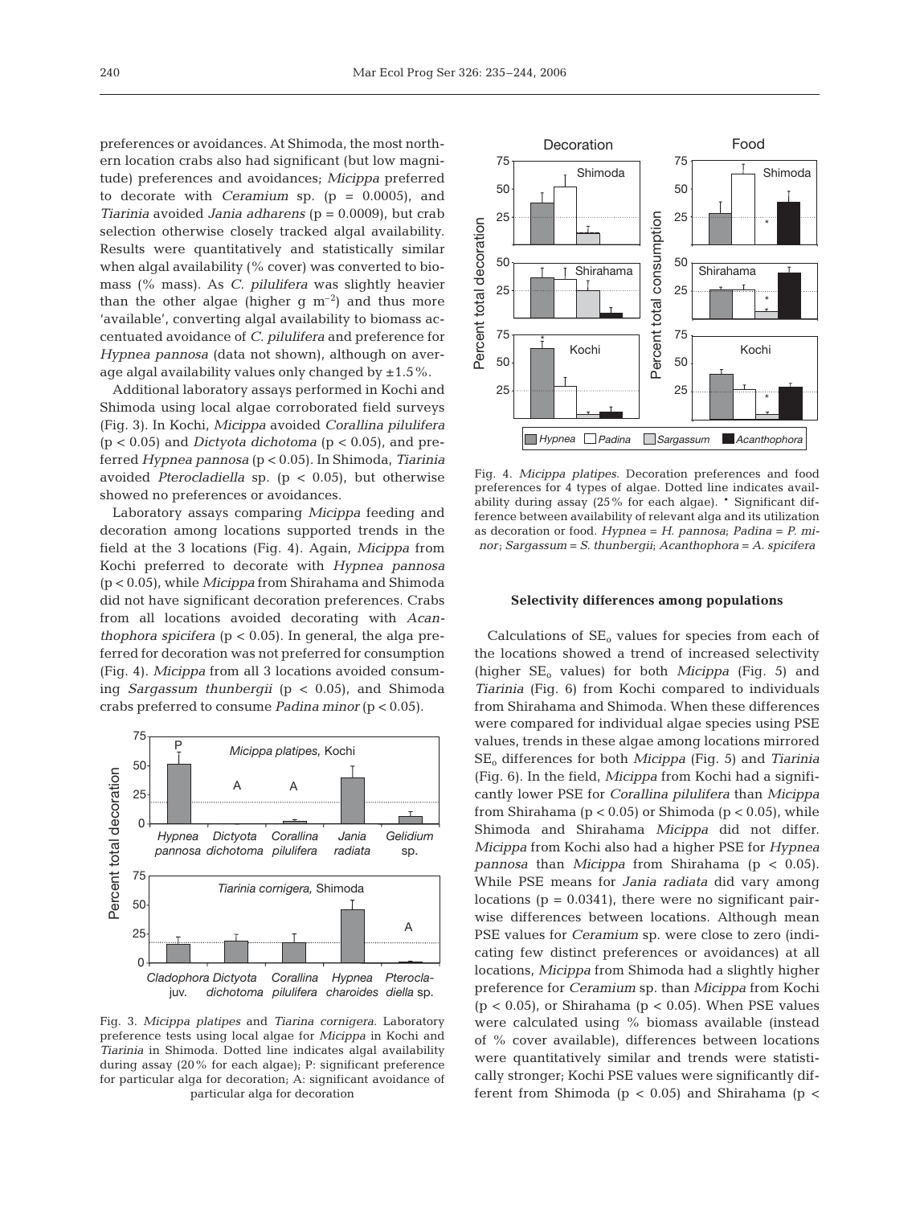preferences or avoidances. At Shimoda, the most northern location crabs also had significant (but low magnitude) preferences and avoidances; *Micippa* preferred to decorate with *Ceramium* sp. ($p = 0.0005$), and *Tiarinia* avoided *Jania adharens* ($p = 0.0009$), but crab selection otherwise closely tracked algal availability. Results were quantitatively and statistically similar when algal availability (% cover) was converted to biomass (% mass). As *C. pilulifera* was slightly heavier than the other algae (higher g $m^{-2}$) and thus more 'available', converting algal availability to biomass accentuated avoidance of *C. pilulifera* and preference for *Hypnea pannosa* (data not shown), although on average algal availability values only changed by $\pm 1.5\%$.

Additional laboratory assays performed in Kochi and Shimoda using local algae corroborated field surveys (Fig. 3). In Kochi, *Micippa* avoided *Corallina pilulifera* ($p < 0.05$) and *Dictyota dichotoma* ($p < 0.05$), and preferred *Hypnea pannosa* ($p < 0.05$). In Shimoda, *Tiarinia* avoided *Pterocladiella* sp. ($p < 0.05$), but otherwise showed no preferences or avoidances.

Laboratory assays comparing *Micippa* feeding and decoration among locations supported trends in the field at the 3 locations (Fig. 4). Again, *Micippa* from Kochi preferred to decorate with *Hypnea pannosa* ($p < 0.05$), while *Micippa* from Shirahama and Shimoda did not have significant decoration preferences. Crabs from all locations avoided decorating with *Acanthophora spicifera* ($p < 0.05$). In general, the alga preferred for decoration was not preferred for consumption (Fig. 4). *Micippa* from all 3 locations avoided consuming *Sargassum thunbergii* ($p < 0.05$), and Shimoda crabs preferred to consume *Padina minor* ($p < 0.05$).

Fig. 3. *Micippa platipes* and *Tiarina cornigera.* Laboratory preference tests using local algae for *Micippa* in Kochi and *Tiarinia* in Shimoda. Dotted line indicates algal availability during assay (20% for each algae); P: significant preference for particular alga for decoration; A: significant avoidance of particular alga for decoration

Fig. 4. *Micippa platipes.* Decoration preferences and food preferences for 4 types of algae. Dotted line indicates availability during assay (25% for each algae). * Significant difference between availability of relevant alga and its utilization as decoration or food. *Hypnea* = *H. pannosa*; *Padina* = *P. minor*; *Sargassum* = *S. thunbergii*; *Acanthophora* = *A. spicifera*

### Selectivity differences among populations

Calculations of $SE_o$ values for species from each of the locations showed a trend of increased selectivity (higher $SE_o$ values) for both *Micippa* (Fig. 5) and *Tiarinia* (Fig. 6) from Kochi compared to individuals from Shirahama and Shimoda. When these differences were compared for individual algae species using PSE values, trends in these algae among locations mirrored $SE_o$ differences for both *Micippa* (Fig. 5) and *Tiarinia* (Fig. 6). In the field, *Micippa* from Kochi had a significantly lower PSE for *Corallina pilulifera* than *Micippa* from Shirahama ($p < 0.05$) or Shimoda ($p < 0.05$), while Shimoda and Shirahama *Micippa* did not differ. *Micippa* from Kochi also had a higher PSE for *Hypnea pannosa* than *Micippa* from Shirahama ($p < 0.05$). While PSE means for *Jania radiata* did vary among locations ($p = 0.0341$), there were no significant pairwise differences between locations. Although mean PSE values for *Ceramium* sp. were close to zero (indicating few distinct preferences or avoidances) at all locations, *Micippa* from Shimoda had a slightly higher preference for *Ceramium* sp. than *Micippa* from Kochi ($p < 0.05$), or Shirahama ($p < 0.05$). When PSE values were calculated using % biomass available (instead of % cover available), differences between locations were quantitatively similar and trends were statistically stronger; Kochi PSE values were significantly different from Shimoda ($p < 0.05$) and Shirahama (p <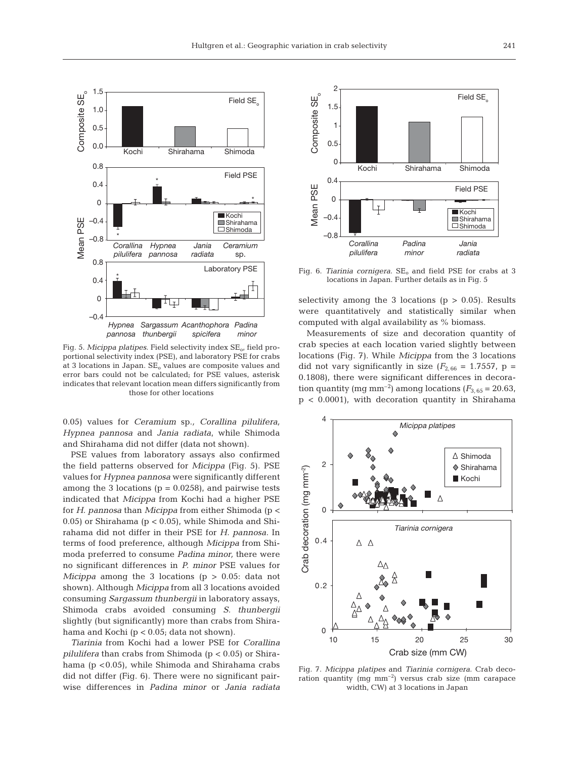Fig. 5. *Micippa platipes*. Field selectivity index $SE_o$, field proportional selectivity index (PSE), and laboratory PSE for crabs at 3 locations in Japan. $SE_o$ values are composite values and error bars could not be calculated; for PSE values, asterisk indicates that relevant location mean differs significantly from those for other locations

0.05) values for *Ceramium* sp., *Corallina pilulifera*, *Hypnea pannosa* and *Jania radiata*, while Shimoda and Shirahama did not differ (data not shown).

PSE values from laboratory assays also confirmed the field patterns observed for *Micippa* (Fig. 5). PSE values for *Hypnea pannosa* were significantly different among the 3 locations ($p = 0.0258$), and pairwise tests indicated that *Micippa* from Kochi had a higher PSE for *H. pannosa* than *Micippa* from either Shimoda ($p < 0.05$) or Shirahama ($p < 0.05$), while Shimoda and Shirahama did not differ in their PSE for *H. pannosa*. In terms of food preference, although *Micippa* from Shimoda preferred to consume *Padina minor*, there were no significant differences in *P. minor* PSE values for *Micippa* among the 3 locations ($p > 0.05$: data not shown). Although *Micippa* from all 3 locations avoided consuming *Sargassum thunbergii* in laboratory assays, Shimoda crabs avoided consuming *S. thunbergii* slightly (but significantly) more than crabs from Shirahama and Kochi ($p < 0.05$; data not shown).

*Tiarinia* from Kochi had a lower PSE for *Corallina pilulifera* than crabs from Shimoda ($p < 0.05$) or Shirahama ($p < 0.05$), while Shimoda and Shirahama crabs did not differ (Fig. 6). There were no significant pairwise differences in *Padina minor* or *Jania radiata* selectivity among the 3 locations ($p > 0.05$). Results were quantitatively and statistically similar when computed with algal availability as % biomass.

Fig. 6. *Tiarinia cornigera*. $SE_o$ and field PSE for crabs at 3 locations in Japan. Further details as in Fig. 5

Measurements of size and decoration quantity of crab species at each location varied slightly between locations (Fig. 7). While *Micippa* from the 3 locations did not vary significantly in size ($F_{2,66} = 1.7557$, $p = 0.1808$), there were significant differences in decoration quantity (mg $mm^{-2}$) among locations ($F_{3,65} = 20.63$, $p < 0.0001$), with decoration quantity in Shirahama

Fig. 7. *Micippa platipes* and *Tiarinia cornigera*. Crab decoration quantity (mg $mm^{-2}$) versus crab size (mm carapace width, CW) at 3 locations in Japan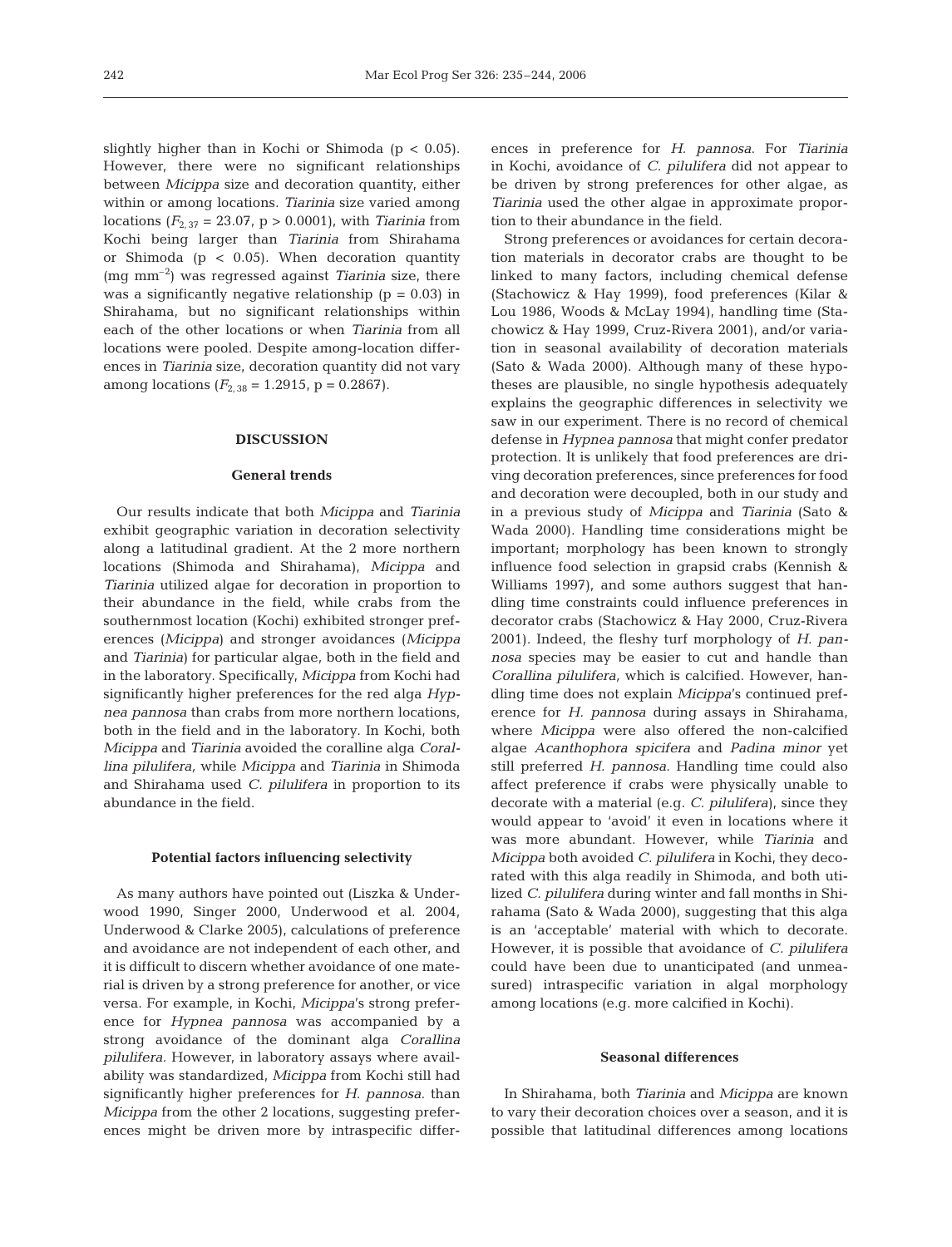slightly higher than in Kochi or Shimoda ($p < 0.05$). However, there were no significant relationships between *Micippa* size and decoration quantity, either within or among locations. *Tiarinia* size varied among locations ($F_{2,37} = 23.07$, $p > 0.0001$), with *Tiarinia* from Kochi being larger than *Tiarinia* from Shirahama or Shimoda ($p < 0.05$). When decoration quantity (mg mm$^{-2}$) was regressed against *Tiarinia* size, there was a significantly negative relationship ($p = 0.03$) in Shirahama, but no significant relationships within each of the other locations or when *Tiarinia* from all locations were pooled. Despite among-location differences in *Tiarinia* size, decoration quantity did not vary among locations ($F_{2,38} = 1.2915$, $p = 0.2867$).

## DISCUSSION

### General trends

Our results indicate that both *Micippa* and *Tiarinia* exhibit geographic variation in decoration selectivity along a latitudinal gradient. At the 2 more northern locations (Shimoda and Shirahama), *Micippa* and *Tiarinia* utilized algae for decoration in proportion to their abundance in the field, while crabs from the southernmost location (Kochi) exhibited stronger preferences (*Micippa*) and stronger avoidances (*Micippa* and *Tiarinia*) for particular algae, both in the field and in the laboratory. Specifically, *Micippa* from Kochi had significantly higher preferences for the red alga *Hypnea pannosa* than crabs from more northern locations, both in the field and in the laboratory. In Kochi, both *Micippa* and *Tiarinia* avoided the coralline alga *Corallina pilulifera*, while *Micippa* and *Tiarinia* in Shimoda and Shirahama used *C. pilulifera* in proportion to its abundance in the field.

### Potential factors influencing selectivity

As many authors have pointed out (Liszka & Underwood 1990, Singer 2000, Underwood et al. 2004, Underwood & Clarke 2005), calculations of preference and avoidance are not independent of each other, and it is difficult to discern whether avoidance of one material is driven by a strong preference for another, or vice versa. For example, in Kochi, *Micippa*'s strong preference for *Hypnea pannosa* was accompanied by a strong avoidance of the dominant alga *Corallina pilulifera*. However, in laboratory assays where availability was standardized, *Micippa* from Kochi still had significantly higher preferences for *H. pannosa*. than *Micippa* from the other 2 locations, suggesting preferences might be driven more by intraspecific differences in preference for *H. pannosa*. For *Tiarinia* in Kochi, avoidance of *C. pilulifera* did not appear to be driven by strong preferences for other algae, as *Tiarinia* used the other algae in approximate proportion to their abundance in the field.

Strong preferences or avoidances for certain decoration materials in decorator crabs are thought to be linked to many factors, including chemical defense (Stachowicz & Hay 1999), food preferences (Kilar & Lou 1986, Woods & McLay 1994), handling time (Stachowicz & Hay 1999, Cruz-Rivera 2001), and/or variation in seasonal availability of decoration materials (Sato & Wada 2000). Although many of these hypotheses are plausible, no single hypothesis adequately explains the geographic differences in selectivity we saw in our experiment. There is no record of chemical defense in *Hypnea pannosa* that might confer predator protection. It is unlikely that food preferences are driving decoration preferences, since preferences for food and decoration were decoupled, both in our study and in a previous study of *Micippa* and *Tiarinia* (Sato & Wada 2000). Handling time considerations might be important; morphology has been known to strongly influence food selection in grapsid crabs (Kennish & Williams 1997), and some authors suggest that handling time constraints could influence preferences in decorator crabs (Stachowicz & Hay 2000, Cruz-Rivera 2001). Indeed, the fleshy turf morphology of *H. pannosa* species may be easier to cut and handle than *Corallina pilulifera,* which is calcified. However, handling time does not explain *Micippa*'s continued preference for *H. pannosa* during assays in Shirahama, where *Micippa* were also offered the non-calcified algae *Acanthophora spicifera* and *Padina minor* yet still preferred *H. pannosa*. Handling time could also affect preference if crabs were physically unable to decorate with a material (e.g. *C. pilulifera*), since they would appear to 'avoid' it even in locations where it was more abundant. However, while *Tiarinia* and *Micippa* both avoided *C. pilulifera* in Kochi, they decorated with this alga readily in Shimoda, and both utilized *C. pilulifera* during winter and fall months in Shirahama (Sato & Wada 2000), suggesting that this alga is an 'acceptable' material with which to decorate. However, it is possible that avoidance of *C. pilulifera* could have been due to unanticipated (and unmeasured) intraspecific variation in algal morphology among locations (e.g. more calcified in Kochi).

### Seasonal differences

In Shirahama, both *Tiarinia* and *Micippa* are known to vary their decoration choices over a season, and it is possible that latitudinal differences among locations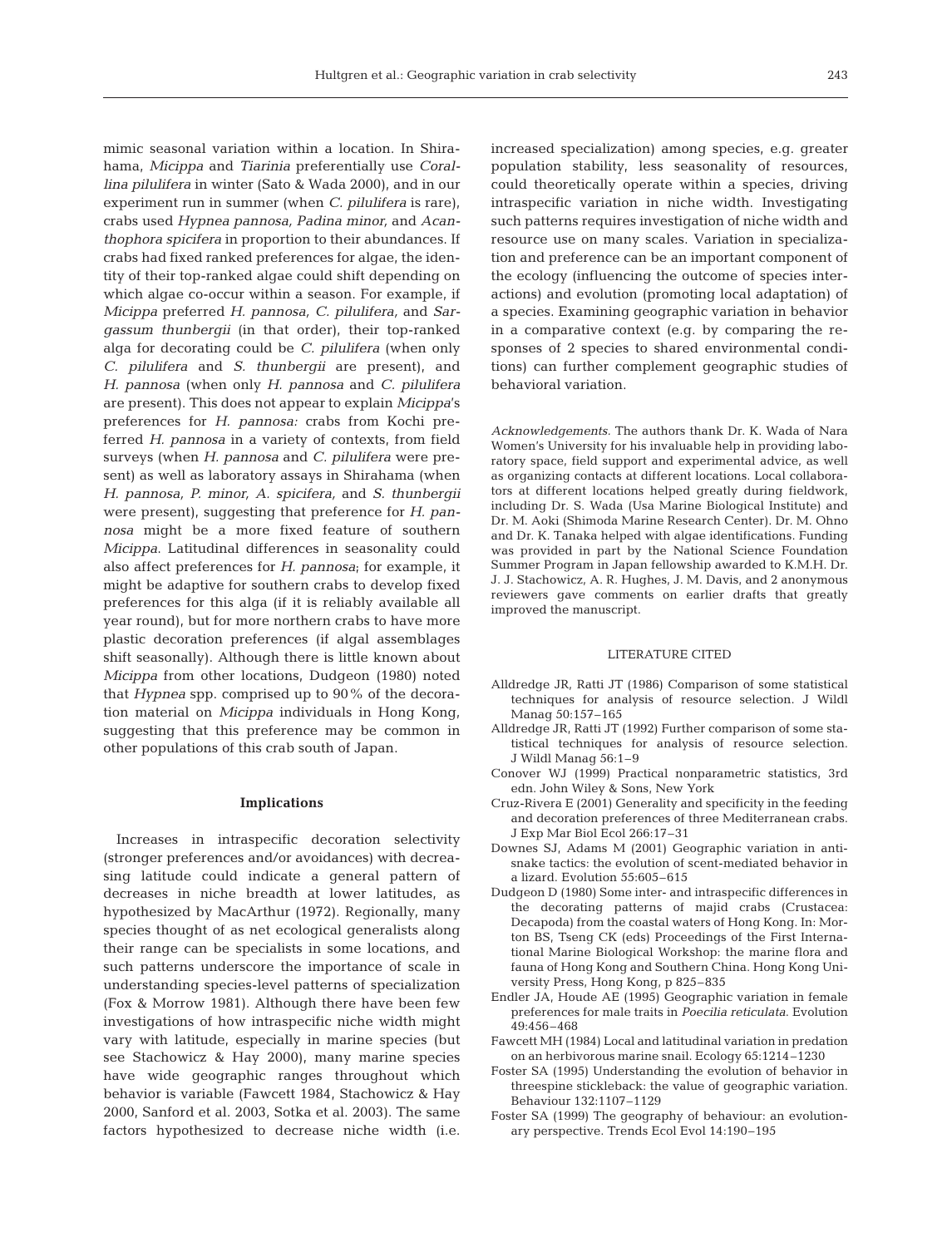mimic seasonal variation within a location. In Shirahama, *Micippa* and *Tiarinia* preferentially use *Corallina pilulifera* in winter (Sato & Wada 2000), and in our experiment run in summer (when *C. pilulifera* is rare), crabs used *Hypnea pannosa, Padina minor,* and *Acanthophora spicifera* in proportion to their abundances. If crabs had fixed ranked preferences for algae, the identity of their top-ranked algae could shift depending on which algae co-occur within a season. For example, if *Micippa* preferred *H. pannosa, C. pilulifera,* and *Sargassum thunbergii* (in that order), their top-ranked alga for decorating could be *C. pilulifera* (when only *C. pilulifera* and *S. thunbergii* are present), and *H. pannosa* (when only *H. pannosa* and *C. pilulifera* are present). This does not appear to explain *Micippa*'s preferences for *H. pannosa:* crabs from Kochi preferred *H. pannosa* in a variety of contexts, from field surveys (when *H. pannosa* and *C. pilulifera* were present) as well as laboratory assays in Shirahama (when *H. pannosa, P. minor, A. spicifera,* and *S. thunbergii* were present), suggesting that preference for *H. pannosa* might be a more fixed feature of southern *Micippa.* Latitudinal differences in seasonality could also affect preferences for *H. pannosa*; for example, it might be adaptive for southern crabs to develop fixed preferences for this alga (if it is reliably available all year round), but for more northern crabs to have more plastic decoration preferences (if algal assemblages shift seasonally). Although there is little known about *Micippa* from other locations, Dudgeon (1980) noted that *Hypnea* spp. comprised up to 90% of the decoration material on *Micippa* individuals in Hong Kong, suggesting that this preference may be common in other populations of this crab south of Japan.

## Implications

Increases in intraspecific decoration selectivity (stronger preferences and/or avoidances) with decreasing latitude could indicate a general pattern of decreases in niche breadth at lower latitudes, as hypothesized by MacArthur (1972). Regionally, many species thought of as net ecological generalists along their range can be specialists in some locations, and such patterns underscore the importance of scale in understanding species-level patterns of specialization (Fox & Morrow 1981). Although there have been few investigations of how intraspecific niche width might vary with latitude, especially in marine species (but see Stachowicz & Hay 2000), many marine species have wide geographic ranges throughout which behavior is variable (Fawcett 1984, Stachowicz & Hay 2000, Sanford et al. 2003, Sotka et al. 2003). The same factors hypothesized to decrease niche width (i.e. increased specialization) among species, e.g. greater population stability, less seasonality of resources, could theoretically operate within a species, driving intraspecific variation in niche width. Investigating such patterns requires investigation of niche width and resource use on many scales. Variation in specialization and preference can be an important component of the ecology (influencing the outcome of species interactions) and evolution (promoting local adaptation) of a species. Examining geographic variation in behavior in a comparative context (e.g. by comparing the responses of 2 species to shared environmental conditions) can further complement geographic studies of behavioral variation.

*Acknowledgements.* The authors thank Dr. K. Wada of Nara Women's University for his invaluable help in providing laboratory space, field support and experimental advice, as well as organizing contacts at different locations. Local collaborators at different locations helped greatly during fieldwork, including Dr. S. Wada (Usa Marine Biological Institute) and Dr. M. Aoki (Shimoda Marine Research Center). Dr. M. Ohno and Dr. K. Tanaka helped with algae identifications. Funding was provided in part by the National Science Foundation Summer Program in Japan fellowship awarded to K.M.H. Dr. J. J. Stachowicz, A. R. Hughes, J. M. Davis, and 2 anonymous reviewers gave comments on earlier drafts that greatly improved the manuscript.

## LITERATURE CITED

- Alldredge JR, Ratti JT (1986) Comparison of some statistical techniques for analysis of resource selection. J Wildl Manag 50:157–165
- Alldredge JR, Ratti JT (1992) Further comparison of some statistical techniques for analysis of resource selection. J Wildl Manag 56:1–9
- Conover WJ (1999) Practical nonparametric statistics, 3rd edn. John Wiley & Sons, New York
- Cruz-Rivera E (2001) Generality and specificity in the feeding and decoration preferences of three Mediterranean crabs. J Exp Mar Biol Ecol 266:17–31
- Downes SJ, Adams M (2001) Geographic variation in antisnake tactics: the evolution of scent-mediated behavior in a lizard. Evolution 55:605–615
- Dudgeon D (1980) Some inter- and intraspecific differences in the decorating patterns of majid crabs (Crustacea: Decapoda) from the coastal waters of Hong Kong. In: Morton BS, Tseng CK (eds) Proceedings of the First International Marine Biological Workshop: the marine flora and fauna of Hong Kong and Southern China. Hong Kong University Press, Hong Kong, p 825–835
- Endler JA, Houde AE (1995) Geographic variation in female preferences for male traits in *Poecilia reticulata*. Evolution 49:456–468
- Fawcett MH (1984) Local and latitudinal variation in predation on an herbivorous marine snail. Ecology 65:1214–1230
- Foster SA (1995) Understanding the evolution of behavior in threespine stickleback: the value of geographic variation. Behaviour 132:1107–1129
- Foster SA (1999) The geography of behaviour: an evolutionary perspective. Trends Ecol Evol 14:190–195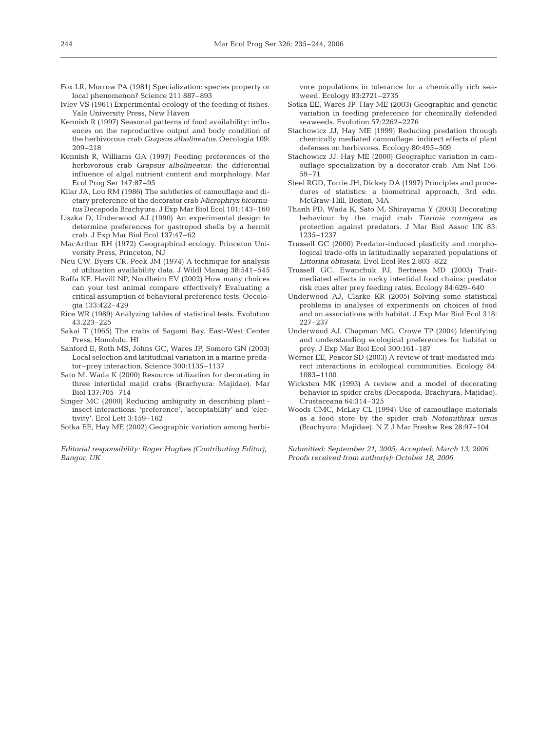Fox LR, Morrow PA (1981) Specialization: species property or local phenomenon? Science 211:887–893

Ivlev VS (1961) Experimental ecology of the feeding of fishes. Yale University Press, New Haven

Kennish R (1997) Seasonal patterns of food availability: influences on the reproductive output and body condition of the herbivorous crab *Grapsus albolineatus*. Oecologia 109: 209–218

Kennish R, Williams GA (1997) Feeding preferences of the herbivorous crab *Grapsus albolineatus*: the differential influence of algal nutrient content and morphology. Mar Ecol Prog Ser 147:87–95

Kilar JA, Lou RM (1986) The subtleties of camouflage and dietary preference of the decorator crab *Microphrys bicornutus* Decapoda Brachyura. J Exp Mar Biol Ecol 101:143–160

Liszka D, Underwood AJ (1990) An experimental design to determine preferences for gastropod shells by a hermit crab. J Exp Mar Biol Ecol 137:47–62

MacArthur RH (1972) Geographical ecology. Princeton University Press, Princeton, NJ

Neu CW, Byers CR, Peek JM (1974) A technique for analysis of utilization availability data. J Wildl Manag 38:541–545

Raffa KF, Havill NP, Nordheim EV (2002) How many choices can your test animal compare effectively? Evaluating a critical assumption of behavioral preference tests. Oecologia 133:422–429

Rice WR (1989) Analyzing tables of statistical tests. Evolution 43:223–225

Sakai T (1965) The crabs of Sagami Bay. East-West Center Press, Honolulu, HI

Sanford E, Roth MS, Johns GC, Wares JP, Somero GN (2003) Local selection and latitudinal variation in a marine predator–prey interaction. Science 300:1135–1137

Sato M, Wada K (2000) Resource utilization for decorating in three intertidal majid crabs (Brachyura: Majidae). Mar Biol 137:705–714

Singer MC (2000) Reducing ambiguity in describing plant–insect interactions: 'preference', 'acceptability' and 'electivity'. Ecol Lett 3:159–162

Sotka EE, Hay ME (2002) Geographic variation among herbivore populations in tolerance for a chemically rich seaweed. Ecology 83:2721–2735

Sotka EE, Wares JP, Hay ME (2003) Geographic and genetic variation in feeding preference for chemically defended seaweeds. Evolution 57:2262–2276

Stachowicz JJ, Hay ME (1999) Reducing predation through chemically mediated camouflage: indirect effects of plant defenses on herbivores. Ecology 80:495–509

Stachowicz JJ, Hay ME (2000) Geographic variation in camouflage specialization by a decorator crab. Am Nat 156: 59–71

Steel RGD, Torrie JH, Dickey DA (1997) Principles and procedures of statistics: a biometrical approach, 3rd edn. McGraw-Hill, Boston, MA

Thanh PD, Wada K, Sato M, Shirayama Y (2003) Decorating behaviour by the majid crab *Tiarinia cornigera* as protection against predators. J Mar Biol Assoc UK 83: 1235–1237

Trussell GC (2000) Predator-induced plasticity and morphological trade-offs in latitudinally separated populations of *Littorina obtusata*. Evol Ecol Res 2:803–822

Trussell GC, Ewanchuk PJ, Bertness MD (2003) Trait-mediated effects in rocky intertidal food chains: predator risk cues alter prey feeding rates. Ecology 84:629–640

Underwood AJ, Clarke KR (2005) Solving some statistical problems in analyses of experiments on choices of food and on associations with habitat. J Exp Mar Biol Ecol 318: 227–237

Underwood AJ, Chapman MG, Crowe TP (2004) Identifying and understanding ecological preferences for habitat or prey. J Exp Mar Biol Ecol 300:161–187

Werner EE, Peacor SD (2003) A review of trait-mediated indirect interactions in ecological communities. Ecology 84: 1083–1100

Wicksten MK (1993) A review and a model of decorating behavior in spider crabs (Decapoda, Brachyura, Majidae). Crustaceana 64:314–325

Woods CMC, McLay CL (1994) Use of camouflage materials as a food store by the spider crab *Notomithrax ursus* (Brachyura: Majidae). N Z J Mar Freshw Res 28:97–104

*Editorial responsibility: Roger Hughes (Contributing Editor), Bangor, UK*

*Submitted: September 21, 2005; Accepted: March 13, 2006*
*Proofs received from author(s): October 18, 2006*